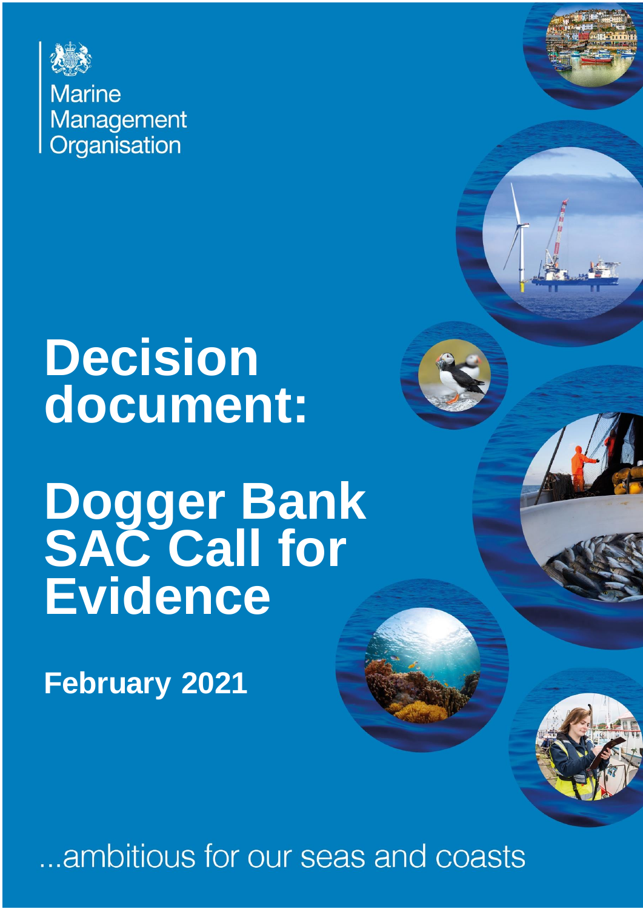Marine Management Organisation

# Decision document:

# Dogger Bank SAC Call for Evidence

**February 2021**

...ambitious for our seas and coasts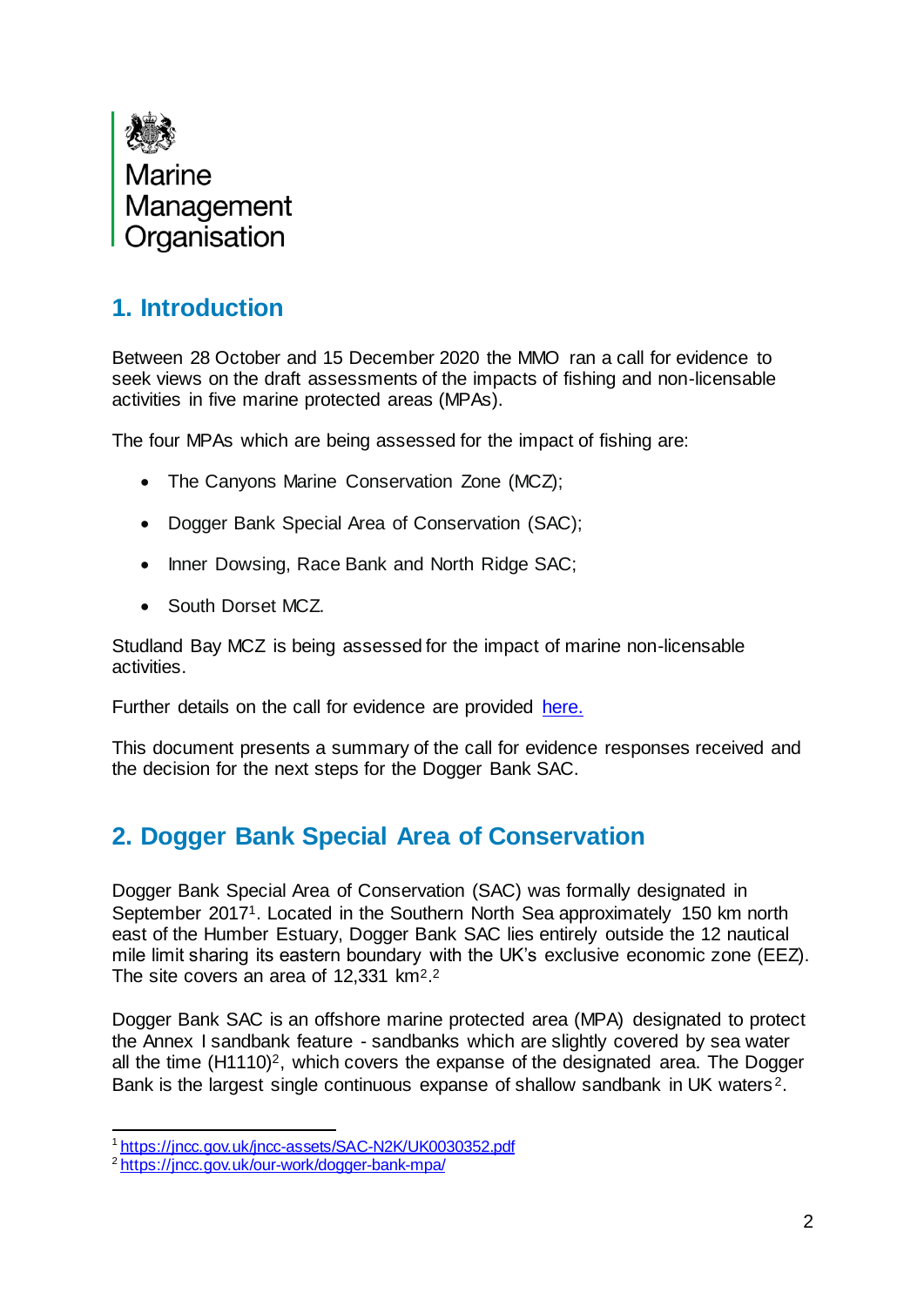Marine Management Organisation

## 1. Introduction

Between 28 October and 15 December 2020 the MMO ran a call for evidence to seek views on the draft assessments of the impacts of fishing and non-licensable activities in five marine protected areas (MPAs).

The four MPAs which are being assessed for the impact of fishing are:

- The Canyons Marine Conservation Zone (MCZ);
- Dogger Bank Special Area of Conservation (SAC);
- Inner Dowsing, Race Bank and North Ridge SAC;
- South Dorset MCZ.

Studland Bay MCZ is being assessed for the impact of marine non-licensable activities.

Further details on the call for evidence are provided here.

This document presents a summary of the call for evidence responses received and the decision for the next steps for the Dogger Bank SAC.

## 2. Dogger Bank Special Area of Conservation

Dogger Bank Special Area of Conservation (SAC) was formally designated in September 2017[1]. Located in the Southern North Sea approximately 150 km north east of the Humber Estuary, Dogger Bank SAC lies entirely outside the 12 nautical mile limit sharing its eastern boundary with the UK's exclusive economic zone (EEZ). The site covers an area of 12,331 $km^2$.[2]

Dogger Bank SAC is an offshore marine protected area (MPA) designated to protect the Annex I sandbank feature - sandbanks which are slightly covered by sea water all the time (H1110)[2], which covers the expanse of the designated area. The Dogger Bank is the largest single continuous expanse of shallow sandbank in UK waters[2].

[1] https://jncc.gov.uk/jncc-assets/SAC-N2K/UK0030352.pdf
[2] https://jncc.gov.uk/our-work/dogger-bank-mpa/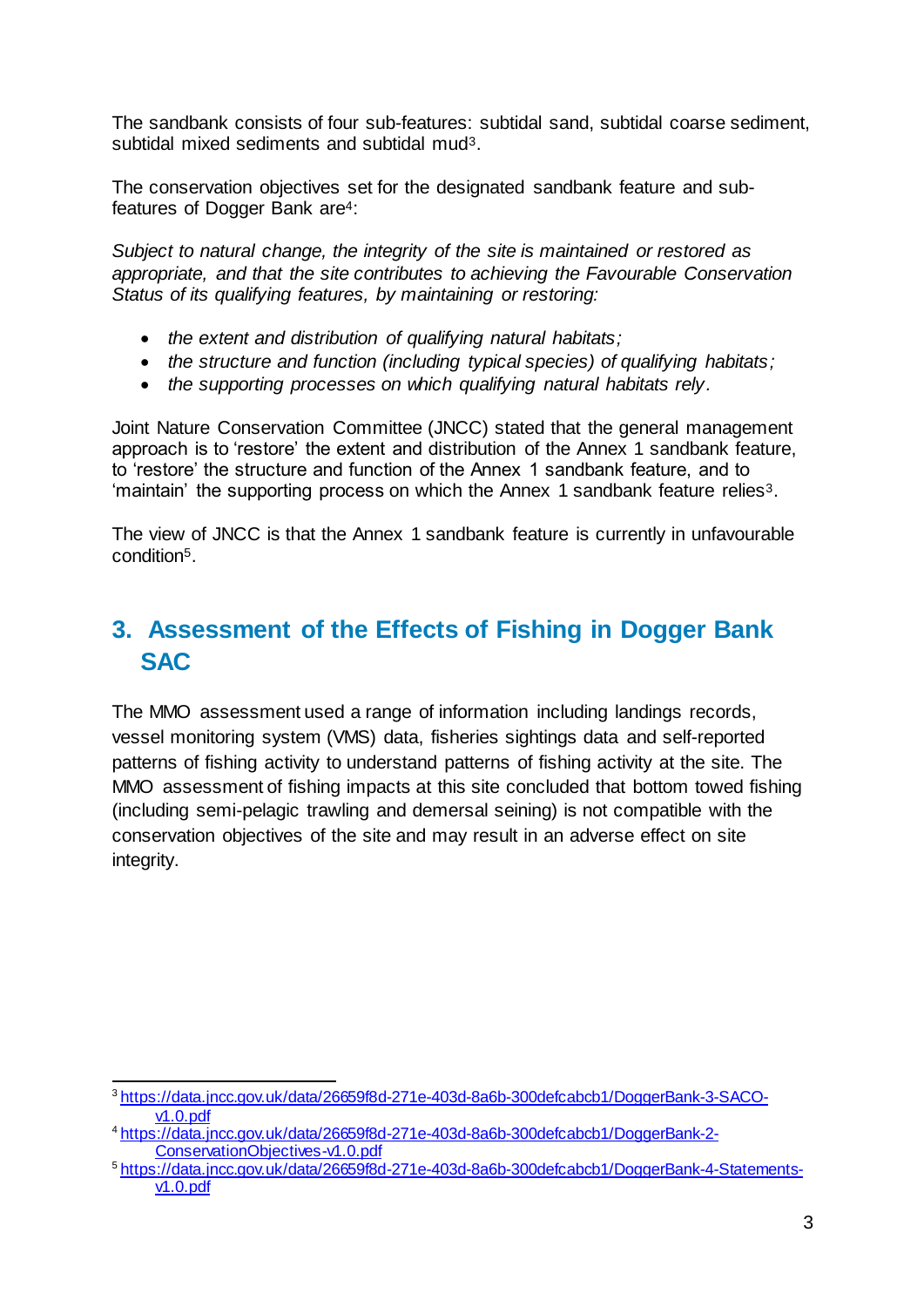The sandbank consists of four sub-features: subtidal sand, subtidal coarse sediment, subtidal mixed sediments and subtidal mud[3].

The conservation objectives set for the designated sandbank feature and sub-features of Dogger Bank are[4]:

*Subject to natural change, the integrity of the site is maintained or restored as appropriate, and that the site contributes to achieving the Favourable Conservation Status of its qualifying features, by maintaining or restoring:*

- *the extent and distribution of qualifying natural habitats;*
- *the structure and function (including typical species) of qualifying habitats;*
- *the supporting processes on which qualifying natural habitats rely.*

Joint Nature Conservation Committee (JNCC) stated that the general management approach is to 'restore' the extent and distribution of the Annex 1 sandbank feature, to 'restore' the structure and function of the Annex 1 sandbank feature, and to 'maintain' the supporting process on which the Annex 1 sandbank feature relies[3].

The view of JNCC is that the Annex 1 sandbank feature is currently in unfavourable condition[5].

## 3. Assessment of the Effects of Fishing in Dogger Bank SAC

The MMO assessment used a range of information including landings records, vessel monitoring system (VMS) data, fisheries sightings data and self-reported patterns of fishing activity to understand patterns of fishing activity at the site. The MMO assessment of fishing impacts at this site concluded that bottom towed fishing (including semi-pelagic trawling and demersal seining) is not compatible with the conservation objectives of the site and may result in an adverse effect on site integrity.

---

[3] https://data.jncc.gov.uk/data/26659f8d-271e-403d-8a6b-300defcabcb1/DoggerBank-3-SACO-v1.0.pdf

[4] https://data.jncc.gov.uk/data/26659f8d-271e-403d-8a6b-300defcabcb1/DoggerBank-2-ConservationObjectives-v1.0.pdf

[5] https://data.jncc.gov.uk/data/26659f8d-271e-403d-8a6b-300defcabcb1/DoggerBank-4-Statements-v1.0.pdf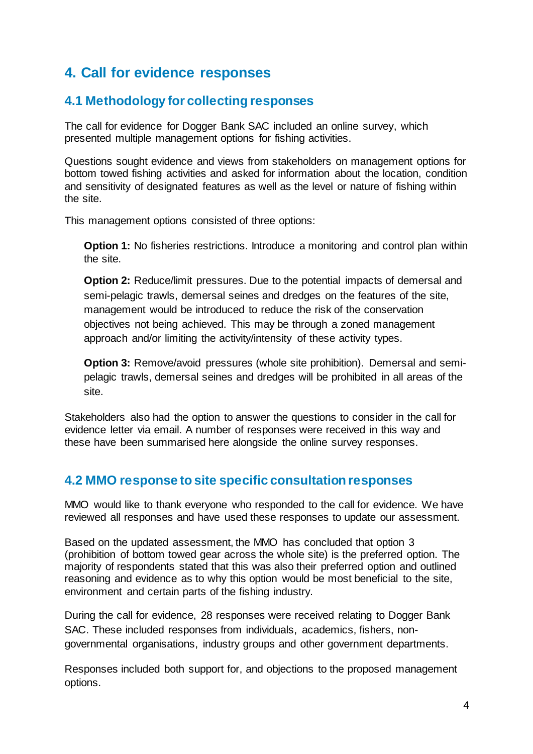# 4. Call for evidence responses

## 4.1 Methodology for collecting responses

The call for evidence for Dogger Bank SAC included an online survey, which presented multiple management options for fishing activities.

Questions sought evidence and views from stakeholders on management options for bottom towed fishing activities and asked for information about the location, condition and sensitivity of designated features as well as the level or nature of fishing within the site.

This management options consisted of three options:

> **Option 1:** No fisheries restrictions. Introduce a monitoring and control plan within the site.
>
> **Option 2:** Reduce/limit pressures. Due to the potential impacts of demersal and semi-pelagic trawls, demersal seines and dredges on the features of the site, management would be introduced to reduce the risk of the conservation objectives not being achieved. This may be through a zoned management approach and/or limiting the activity/intensity of these activity types.
>
> **Option 3:** Remove/avoid pressures (whole site prohibition). Demersal and semi-pelagic trawls, demersal seines and dredges will be prohibited in all areas of the site.

Stakeholders also had the option to answer the questions to consider in the call for evidence letter via email. A number of responses were received in this way and these have been summarised here alongside the online survey responses.

## 4.2 MMO response to site specific consultation responses

MMO would like to thank everyone who responded to the call for evidence. We have reviewed all responses and have used these responses to update our assessment.

Based on the updated assessment, the MMO has concluded that option 3 (prohibition of bottom towed gear across the whole site) is the preferred option. The majority of respondents stated that this was also their preferred option and outlined reasoning and evidence as to why this option would be most beneficial to the site, environment and certain parts of the fishing industry.

During the call for evidence, 28 responses were received relating to Dogger Bank SAC. These included responses from individuals, academics, fishers, non-governmental organisations, industry groups and other government departments.

Responses included both support for, and objections to the proposed management options.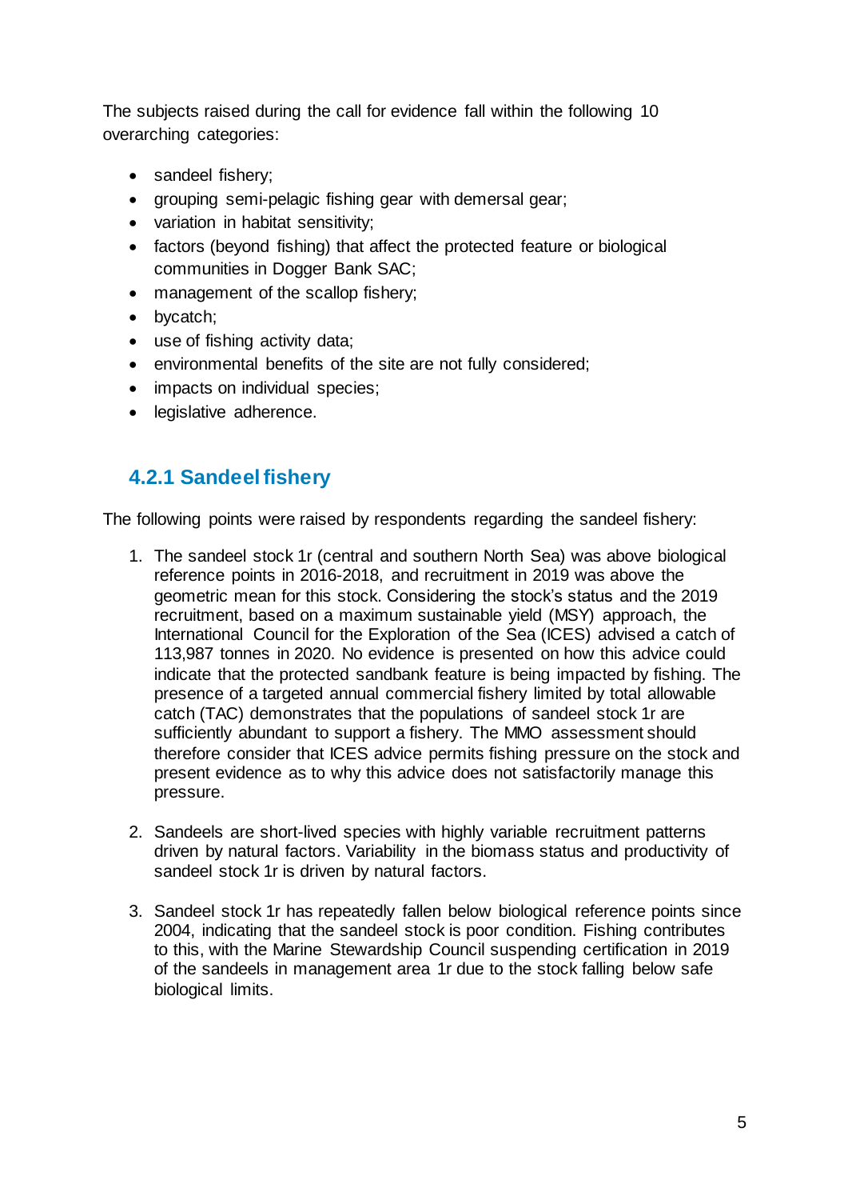The subjects raised during the call for evidence fall within the following 10 overarching categories:

- sandeel fishery;
- grouping semi-pelagic fishing gear with demersal gear;
- variation in habitat sensitivity;
- factors (beyond fishing) that affect the protected feature or biological communities in Dogger Bank SAC;
- management of the scallop fishery;
- bycatch;
- use of fishing activity data;
- environmental benefits of the site are not fully considered;
- impacts on individual species;
- legislative adherence.

### 4.2.1 Sandeel fishery

The following points were raised by respondents regarding the sandeel fishery:

1. The sandeel stock 1r (central and southern North Sea) was above biological reference points in 2016-2018, and recruitment in 2019 was above the geometric mean for this stock. Considering the stock's status and the 2019 recruitment, based on a maximum sustainable yield (MSY) approach, the International Council for the Exploration of the Sea (ICES) advised a catch of 113,987 tonnes in 2020. No evidence is presented on how this advice could indicate that the protected sandbank feature is being impacted by fishing. The presence of a targeted annual commercial fishery limited by total allowable catch (TAC) demonstrates that the populations of sandeel stock 1r are sufficiently abundant to support a fishery. The MMO assessment should therefore consider that ICES advice permits fishing pressure on the stock and present evidence as to why this advice does not satisfactorily manage this pressure.

2. Sandeels are short-lived species with highly variable recruitment patterns driven by natural factors. Variability in the biomass status and productivity of sandeel stock 1r is driven by natural factors.

3. Sandeel stock 1r has repeatedly fallen below biological reference points since 2004, indicating that the sandeel stock is poor condition. Fishing contributes to this, with the Marine Stewardship Council suspending certification in 2019 of the sandeels in management area 1r due to the stock falling below safe biological limits.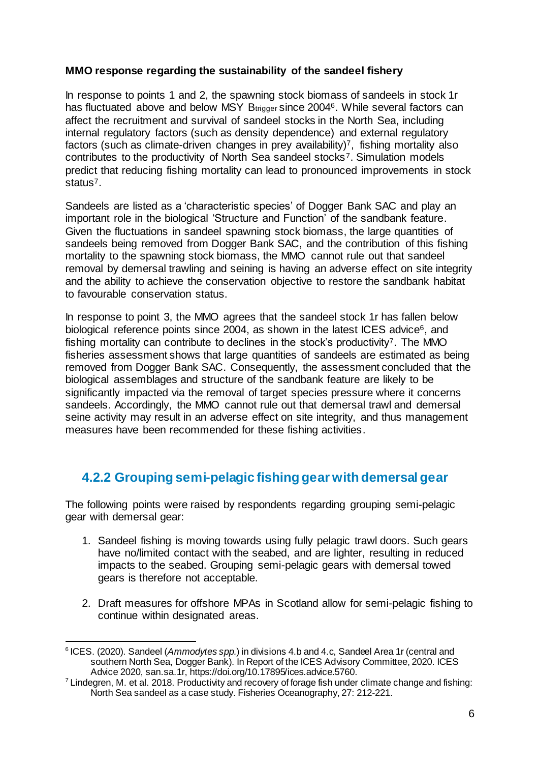**MMO response regarding the sustainability of the sandeel fishery**

In response to points 1 and 2, the spawning stock biomass of sandeels in stock 1r has fluctuated above and below MSY $B_{trigger}$ since 2004[6]. While several factors can affect the recruitment and survival of sandeel stocks in the North Sea, including internal regulatory factors (such as density dependence) and external regulatory factors (such as climate-driven changes in prey availability)[7], fishing mortality also contributes to the productivity of North Sea sandeel stocks[7]. Simulation models predict that reducing fishing mortality can lead to pronounced improvements in stock status[7].

Sandeels are listed as a 'characteristic species' of Dogger Bank SAC and play an important role in the biological 'Structure and Function' of the sandbank feature. Given the fluctuations in sandeel spawning stock biomass, the large quantities of sandeels being removed from Dogger Bank SAC, and the contribution of this fishing mortality to the spawning stock biomass, the MMO cannot rule out that sandeel removal by demersal trawling and seining is having an adverse effect on site integrity and the ability to achieve the conservation objective to restore the sandbank habitat to favourable conservation status.

In response to point 3, the MMO agrees that the sandeel stock 1r has fallen below biological reference points since 2004, as shown in the latest ICES advice[6], and fishing mortality can contribute to declines in the stock's productivity[7]. The MMO fisheries assessment shows that large quantities of sandeels are estimated as being removed from Dogger Bank SAC. Consequently, the assessment concluded that the biological assemblages and structure of the sandbank feature are likely to be significantly impacted via the removal of target species pressure where it concerns sandeels. Accordingly, the MMO cannot rule out that demersal trawl and demersal seine activity may result in an adverse effect on site integrity, and thus management measures have been recommended for these fishing activities.

### 4.2.2 Grouping semi-pelagic fishing gear with demersal gear

The following points were raised by respondents regarding grouping semi-pelagic gear with demersal gear:

1. Sandeel fishing is moving towards using fully pelagic trawl doors. Such gears have no/limited contact with the seabed, and are lighter, resulting in reduced impacts to the seabed. Grouping semi-pelagic gears with demersal towed gears is therefore not acceptable.

2. Draft measures for offshore MPAs in Scotland allow for semi-pelagic fishing to continue within designated areas.

---

[6] ICES. (2020). Sandeel (*Ammodytes spp.*) in divisions 4.b and 4.c, Sandeel Area 1r (central and southern North Sea, Dogger Bank). In Report of the ICES Advisory Committee, 2020. ICES Advice 2020, san.sa.1r, https://doi.org/10.17895/ices.advice.5760.

[7] Lindegren, M. et al. 2018. Productivity and recovery of forage fish under climate change and fishing: North Sea sandeel as a case study. Fisheries Oceanography, 27: 212-221.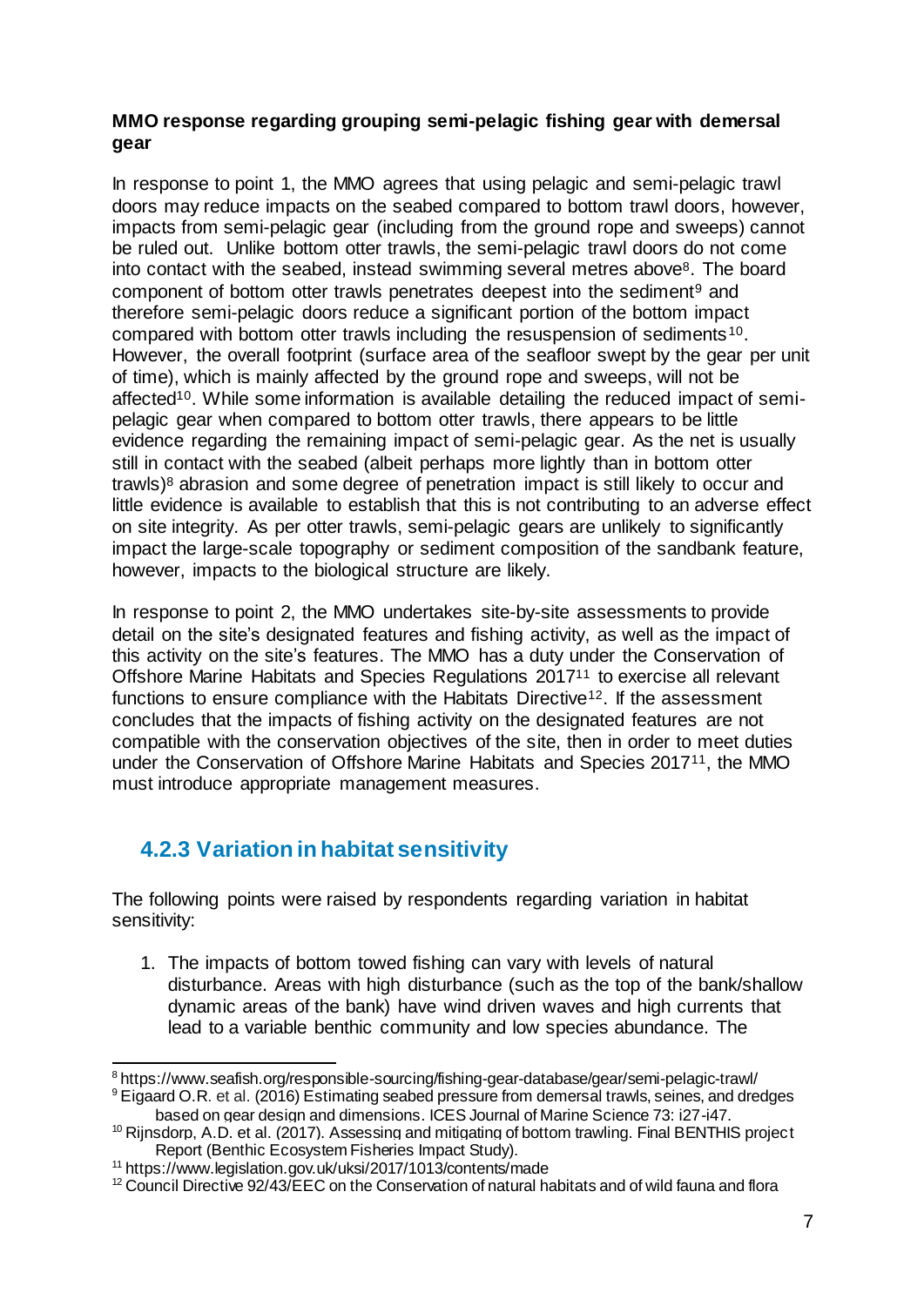**MMO response regarding grouping semi-pelagic fishing gear with demersal gear**

In response to point 1, the MMO agrees that using pelagic and semi-pelagic trawl doors may reduce impacts on the seabed compared to bottom trawl doors, however, impacts from semi-pelagic gear (including from the ground rope and sweeps) cannot be ruled out. Unlike bottom otter trawls, the semi-pelagic trawl doors do not come into contact with the seabed, instead swimming several metres above[8]. The board component of bottom otter trawls penetrates deepest into the sediment[9] and therefore semi-pelagic doors reduce a significant portion of the bottom impact compared with bottom otter trawls including the resuspension of sediments[10]. However, the overall footprint (surface area of the seafloor swept by the gear per unit of time), which is mainly affected by the ground rope and sweeps, will not be affected[10]. While some information is available detailing the reduced impact of semi-pelagic gear when compared to bottom otter trawls, there appears to be little evidence regarding the remaining impact of semi-pelagic gear. As the net is usually still in contact with the seabed (albeit perhaps more lightly than in bottom otter trawls)[8] abrasion and some degree of penetration impact is still likely to occur and little evidence is available to establish that this is not contributing to an adverse effect on site integrity. As per otter trawls, semi-pelagic gears are unlikely to significantly impact the large-scale topography or sediment composition of the sandbank feature, however, impacts to the biological structure are likely.

In response to point 2, the MMO undertakes site-by-site assessments to provide detail on the site's designated features and fishing activity, as well as the impact of this activity on the site's features. The MMO has a duty under the Conservation of Offshore Marine Habitats and Species Regulations 2017[11] to exercise all relevant functions to ensure compliance with the Habitats Directive[12]. If the assessment concludes that the impacts of fishing activity on the designated features are not compatible with the conservation objectives of the site, then in order to meet duties under the Conservation of Offshore Marine Habitats and Species 2017[11], the MMO must introduce appropriate management measures.

### 4.2.3 Variation in habitat sensitivity

The following points were raised by respondents regarding variation in habitat sensitivity:

1. The impacts of bottom towed fishing can vary with levels of natural disturbance. Areas with high disturbance (such as the top of the bank/shallow dynamic areas of the bank) have wind driven waves and high currents that lead to a variable benthic community and low species abundance. The

---

[8] https://www.seafish.org/responsible-sourcing/fishing-gear-database/gear/semi-pelagic-trawl/

[9] Eigaard O.R. et al. (2016) Estimating seabed pressure from demersal trawls, seines, and dredges based on gear design and dimensions. ICES Journal of Marine Science 73: i27-i47.

[10] Rijnsdorp, A.D. et al. (2017). Assessing and mitigating of bottom trawling. Final BENTHIS project Report (Benthic Ecosystem Fisheries Impact Study).

[11] https://www.legislation.gov.uk/uksi/2017/1013/contents/made

[12] Council Directive 92/43/EEC on the Conservation of natural habitats and of wild fauna and flora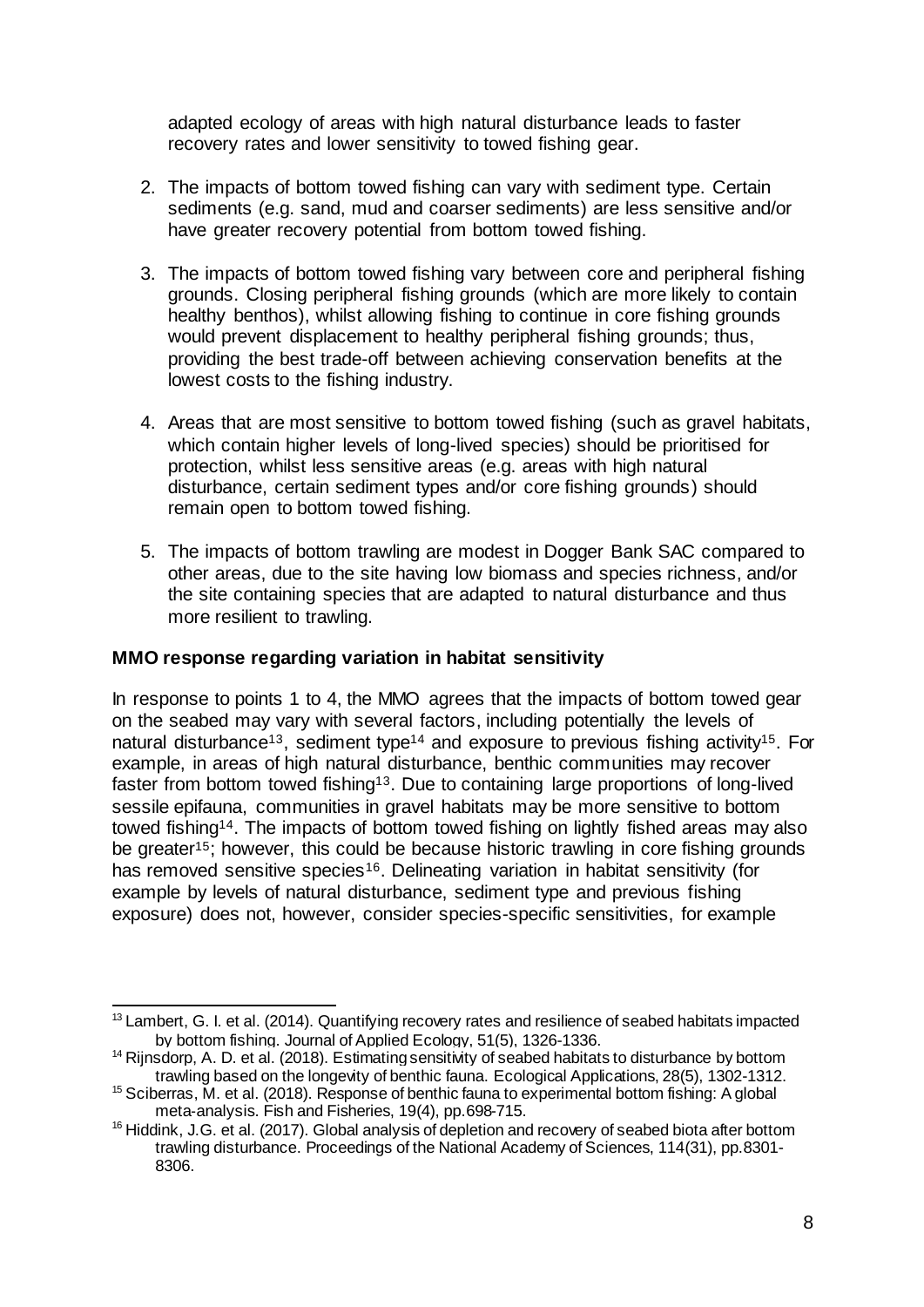adapted ecology of areas with high natural disturbance leads to faster recovery rates and lower sensitivity to towed fishing gear.

2. The impacts of bottom towed fishing can vary with sediment type. Certain sediments (e.g. sand, mud and coarser sediments) are less sensitive and/or have greater recovery potential from bottom towed fishing.

3. The impacts of bottom towed fishing vary between core and peripheral fishing grounds. Closing peripheral fishing grounds (which are more likely to contain healthy benthos), whilst allowing fishing to continue in core fishing grounds would prevent displacement to healthy peripheral fishing grounds; thus, providing the best trade-off between achieving conservation benefits at the lowest costs to the fishing industry.

4. Areas that are most sensitive to bottom towed fishing (such as gravel habitats, which contain higher levels of long-lived species) should be prioritised for protection, whilst less sensitive areas (e.g. areas with high natural disturbance, certain sediment types and/or core fishing grounds) should remain open to bottom towed fishing.

5. The impacts of bottom trawling are modest in Dogger Bank SAC compared to other areas, due to the site having low biomass and species richness, and/or the site containing species that are adapted to natural disturbance and thus more resilient to trawling.

**MMO response regarding variation in habitat sensitivity**

In response to points 1 to 4, the MMO agrees that the impacts of bottom towed gear on the seabed may vary with several factors, including potentially the levels of natural disturbance[13], sediment type[14] and exposure to previous fishing activity[15]. For example, in areas of high natural disturbance, benthic communities may recover faster from bottom towed fishing[13]. Due to containing large proportions of long-lived sessile epifauna, communities in gravel habitats may be more sensitive to bottom towed fishing[14]. The impacts of bottom towed fishing on lightly fished areas may also be greater[15]; however, this could be because historic trawling in core fishing grounds has removed sensitive species[16]. Delineating variation in habitat sensitivity (for example by levels of natural disturbance, sediment type and previous fishing exposure) does not, however, consider species-specific sensitivities, for example

[13] Lambert, G. I. et al. (2014). Quantifying recovery rates and resilience of seabed habitats impacted by bottom fishing. Journal of Applied Ecology, 51(5), 1326-1336.

[14] Rijnsdorp, A. D. et al. (2018). Estimating sensitivity of seabed habitats to disturbance by bottom trawling based on the longevity of benthic fauna. Ecological Applications, 28(5), 1302-1312.

[15] Sciberras, M. et al. (2018). Response of benthic fauna to experimental bottom fishing: A global meta-analysis. Fish and Fisheries, 19(4), pp.698-715.

[16] Hiddink, J.G. et al. (2017). Global analysis of depletion and recovery of seabed biota after bottom trawling disturbance. Proceedings of the National Academy of Sciences, 114(31), pp.8301-8306.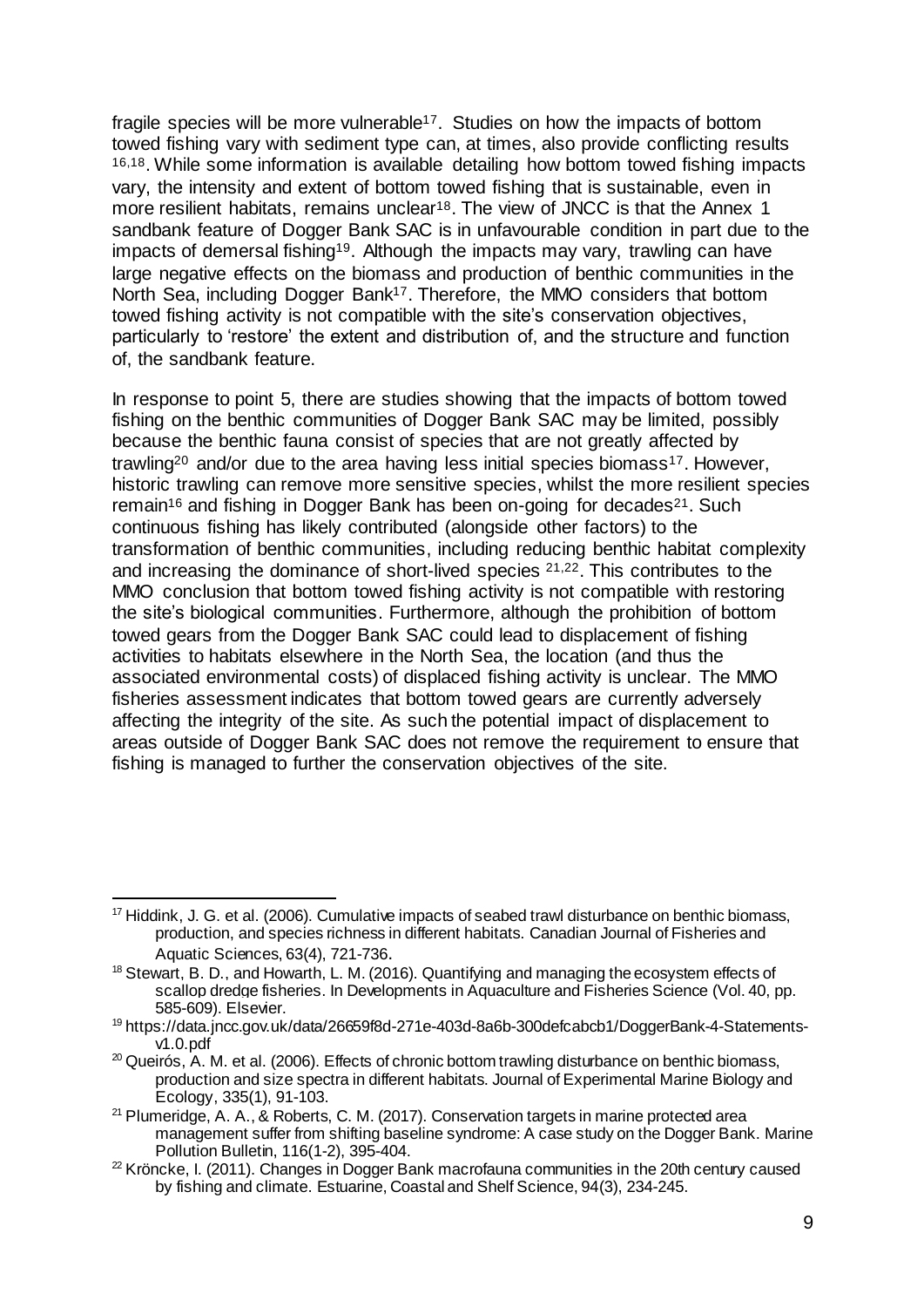fragile species will be more vulnerable[17]. Studies on how the impacts of bottom towed fishing vary with sediment type can, at times, also provide conflicting results [16,18]. While some information is available detailing how bottom towed fishing impacts vary, the intensity and extent of bottom towed fishing that is sustainable, even in more resilient habitats, remains unclear[18]. The view of JNCC is that the Annex 1 sandbank feature of Dogger Bank SAC is in unfavourable condition in part due to the impacts of demersal fishing[19]. Although the impacts may vary, trawling can have large negative effects on the biomass and production of benthic communities in the North Sea, including Dogger Bank[17]. Therefore, the MMO considers that bottom towed fishing activity is not compatible with the site's conservation objectives, particularly to 'restore' the extent and distribution of, and the structure and function of, the sandbank feature.

In response to point 5, there are studies showing that the impacts of bottom towed fishing on the benthic communities of Dogger Bank SAC may be limited, possibly because the benthic fauna consist of species that are not greatly affected by trawling[20] and/or due to the area having less initial species biomass[17]. However, historic trawling can remove more sensitive species, whilst the more resilient species remain[16] and fishing in Dogger Bank has been on-going for decades[21]. Such continuous fishing has likely contributed (alongside other factors) to the transformation of benthic communities, including reducing benthic habitat complexity and increasing the dominance of short-lived species [21,22]. This contributes to the MMO conclusion that bottom towed fishing activity is not compatible with restoring the site's biological communities. Furthermore, although the prohibition of bottom towed gears from the Dogger Bank SAC could lead to displacement of fishing activities to habitats elsewhere in the North Sea, the location (and thus the associated environmental costs) of displaced fishing activity is unclear. The MMO fisheries assessment indicates that bottom towed gears are currently adversely affecting the integrity of the site. As such the potential impact of displacement to areas outside of Dogger Bank SAC does not remove the requirement to ensure that fishing is managed to further the conservation objectives of the site.

---

[17] Hiddink, J. G. et al. (2006). Cumulative impacts of seabed trawl disturbance on benthic biomass, production, and species richness in different habitats. Canadian Journal of Fisheries and Aquatic Sciences, 63(4), 721-736.

[18] Stewart, B. D., and Howarth, L. M. (2016). Quantifying and managing the ecosystem effects of scallop dredge fisheries. In Developments in Aquaculture and Fisheries Science (Vol. 40, pp. 585-609). Elsevier.

[19] https://data.jncc.gov.uk/data/26659f8d-271e-403d-8a6b-300defcabcb1/DoggerBank-4-Statements-v1.0.pdf

[20] Queirós, A. M. et al. (2006). Effects of chronic bottom trawling disturbance on benthic biomass, production and size spectra in different habitats. Journal of Experimental Marine Biology and Ecology, 335(1), 91-103.

[21] Plumeridge, A. A., & Roberts, C. M. (2017). Conservation targets in marine protected area management suffer from shifting baseline syndrome: A case study on the Dogger Bank. Marine Pollution Bulletin, 116(1-2), 395-404.

[22] Kröncke, I. (2011). Changes in Dogger Bank macrofauna communities in the 20th century caused by fishing and climate. Estuarine, Coastal and Shelf Science, 94(3), 234-245.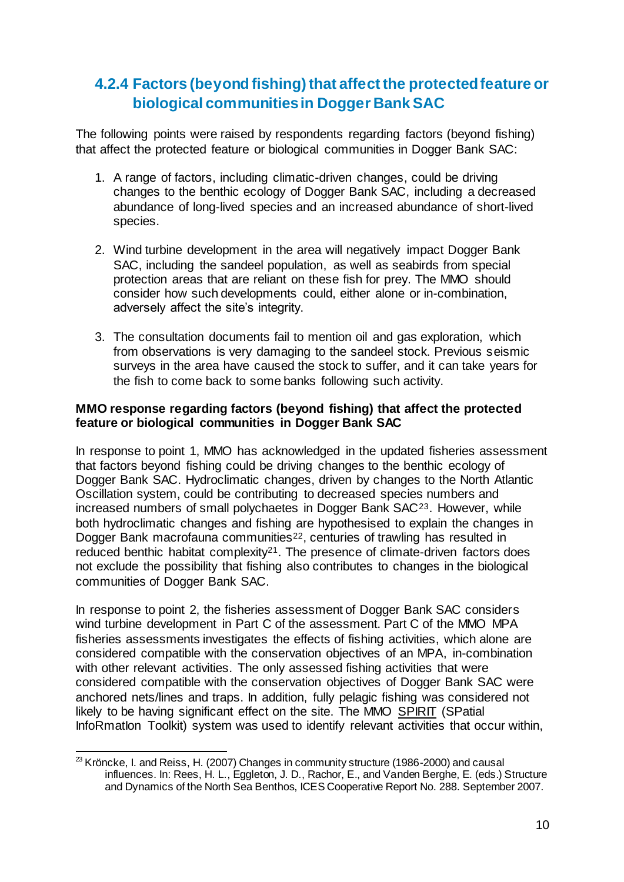### 4.2.4 Factors (beyond fishing) that affect the protected feature or biological communities in Dogger Bank SAC

The following points were raised by respondents regarding factors (beyond fishing) that affect the protected feature or biological communities in Dogger Bank SAC:

1. A range of factors, including climatic-driven changes, could be driving changes to the benthic ecology of Dogger Bank SAC, including a decreased abundance of long-lived species and an increased abundance of short-lived species.

2. Wind turbine development in the area will negatively impact Dogger Bank SAC, including the sandeel population, as well as seabirds from special protection areas that are reliant on these fish for prey. The MMO should consider how such developments could, either alone or in-combination, adversely affect the site's integrity.

3. The consultation documents fail to mention oil and gas exploration, which from observations is very damaging to the sandeel stock. Previous seismic surveys in the area have caused the stock to suffer, and it can take years for the fish to come back to some banks following such activity.

**MMO response regarding factors (beyond fishing) that affect the protected feature or biological communities in Dogger Bank SAC**

In response to point 1, MMO has acknowledged in the updated fisheries assessment that factors beyond fishing could be driving changes to the benthic ecology of Dogger Bank SAC. Hydroclimatic changes, driven by changes to the North Atlantic Oscillation system, could be contributing to decreased species numbers and increased numbers of small polychaetes in Dogger Bank SAC[23]. However, while both hydroclimatic changes and fishing are hypothesised to explain the changes in Dogger Bank macrofauna communities[22], centuries of trawling has resulted in reduced benthic habitat complexity[21]. The presence of climate-driven factors does not exclude the possibility that fishing also contributes to changes in the biological communities of Dogger Bank SAC.

In response to point 2, the fisheries assessment of Dogger Bank SAC considers wind turbine development in Part C of the assessment. Part C of the MMO MPA fisheries assessments investigates the effects of fishing activities, which alone are considered compatible with the conservation objectives of an MPA, in-combination with other relevant activities. The only assessed fishing activities that were considered compatible with the conservation objectives of Dogger Bank SAC were anchored nets/lines and traps. In addition, fully pelagic fishing was considered not likely to be having significant effect on the site. The MMO SPIRIT (SPatial InfoRmatIon Toolkit) system was used to identify relevant activities that occur within,

[23] Kröncke, I. and Reiss, H. (2007) Changes in community structure (1986-2000) and causal influences. In: Rees, H. L., Eggleton, J. D., Rachor, E., and Vanden Berghe, E. (eds.) Structure and Dynamics of the North Sea Benthos, ICES Cooperative Report No. 288. September 2007.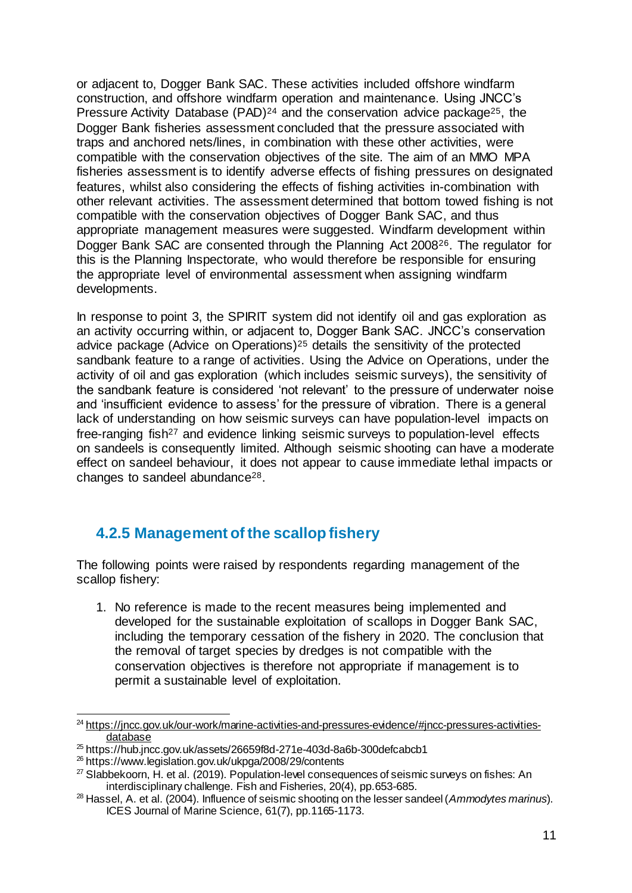or adjacent to, Dogger Bank SAC. These activities included offshore windfarm construction, and offshore windfarm operation and maintenance. Using JNCC's Pressure Activity Database (PAD)[24] and the conservation advice package[25], the Dogger Bank fisheries assessment concluded that the pressure associated with traps and anchored nets/lines, in combination with these other activities, were compatible with the conservation objectives of the site. The aim of an MMO MPA fisheries assessment is to identify adverse effects of fishing pressures on designated features, whilst also considering the effects of fishing activities in-combination with other relevant activities. The assessment determined that bottom towed fishing is not compatible with the conservation objectives of Dogger Bank SAC, and thus appropriate management measures were suggested. Windfarm development within Dogger Bank SAC are consented through the Planning Act 2008[26]. The regulator for this is the Planning Inspectorate, who would therefore be responsible for ensuring the appropriate level of environmental assessment when assigning windfarm developments.

In response to point 3, the SPIRIT system did not identify oil and gas exploration as an activity occurring within, or adjacent to, Dogger Bank SAC. JNCC's conservation advice package (Advice on Operations)[25] details the sensitivity of the protected sandbank feature to a range of activities. Using the Advice on Operations, under the activity of oil and gas exploration (which includes seismic surveys), the sensitivity of the sandbank feature is considered 'not relevant' to the pressure of underwater noise and 'insufficient evidence to assess' for the pressure of vibration. There is a general lack of understanding on how seismic surveys can have population-level impacts on free-ranging fish[27] and evidence linking seismic surveys to population-level effects on sandeels is consequently limited. Although seismic shooting can have a moderate effect on sandeel behaviour, it does not appear to cause immediate lethal impacts or changes to sandeel abundance[28].

### 4.2.5 Management of the scallop fishery

The following points were raised by respondents regarding management of the scallop fishery:

1. No reference is made to the recent measures being implemented and developed for the sustainable exploitation of scallops in Dogger Bank SAC, including the temporary cessation of the fishery in 2020. The conclusion that the removal of target species by dredges is not compatible with the conservation objectives is therefore not appropriate if management is to permit a sustainable level of exploitation.

---

[24] https://jncc.gov.uk/our-work/marine-activities-and-pressures-evidence/#jncc-pressures-activities-database

[25] https://hub.jncc.gov.uk/assets/26659f8d-271e-403d-8a6b-300defcabcb1

[26] https://www.legislation.gov.uk/ukpga/2008/29/contents

[27] Slabbekoorn, H. et al. (2019). Population-level consequences of seismic surveys on fishes: An interdisciplinary challenge. Fish and Fisheries, 20(4), pp.653-685.

[28] Hassel, A. et al. (2004). Influence of seismic shooting on the lesser sandeel (*Ammodytes marinus*). ICES Journal of Marine Science, 61(7), pp.1165-1173.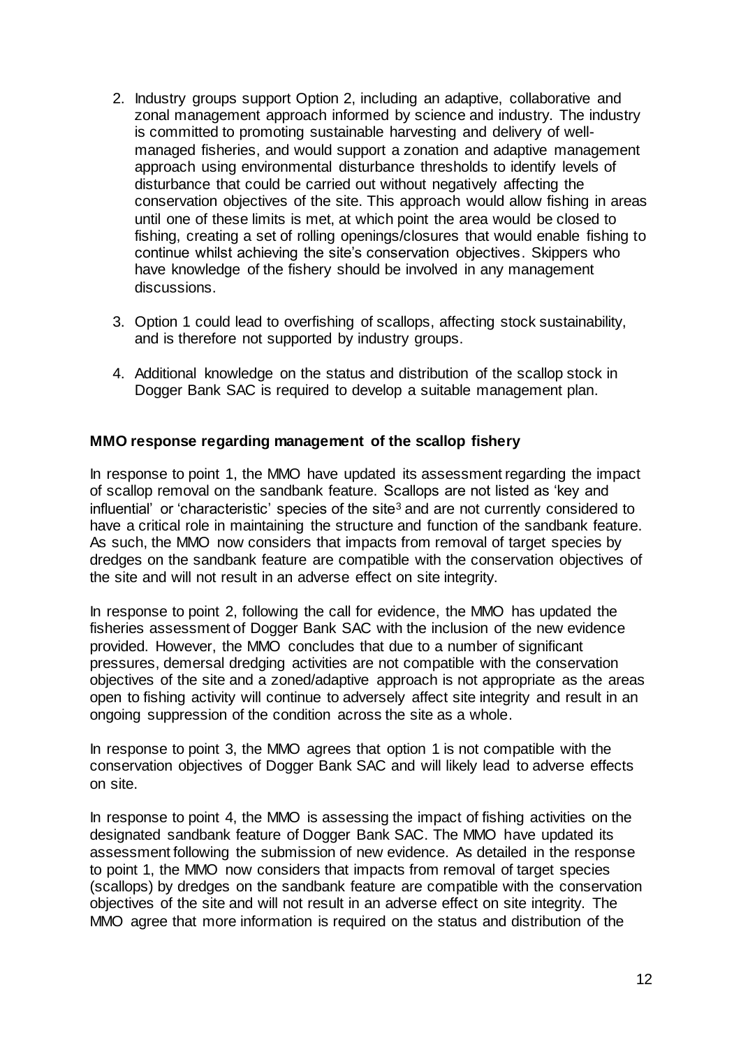2. Industry groups support Option 2, including an adaptive, collaborative and zonal management approach informed by science and industry. The industry is committed to promoting sustainable harvesting and delivery of well-managed fisheries, and would support a zonation and adaptive management approach using environmental disturbance thresholds to identify levels of disturbance that could be carried out without negatively affecting the conservation objectives of the site. This approach would allow fishing in areas until one of these limits is met, at which point the area would be closed to fishing, creating a set of rolling openings/closures that would enable fishing to continue whilst achieving the site's conservation objectives. Skippers who have knowledge of the fishery should be involved in any management discussions.

3. Option 1 could lead to overfishing of scallops, affecting stock sustainability, and is therefore not supported by industry groups.

4. Additional knowledge on the status and distribution of the scallop stock in Dogger Bank SAC is required to develop a suitable management plan.

**MMO response regarding management of the scallop fishery**

In response to point 1, the MMO have updated its assessment regarding the impact of scallop removal on the sandbank feature. Scallops are not listed as 'key and influential' or 'characteristic' species of the site[3] and are not currently considered to have a critical role in maintaining the structure and function of the sandbank feature. As such, the MMO now considers that impacts from removal of target species by dredges on the sandbank feature are compatible with the conservation objectives of the site and will not result in an adverse effect on site integrity.

In response to point 2, following the call for evidence, the MMO has updated the fisheries assessment of Dogger Bank SAC with the inclusion of the new evidence provided. However, the MMO concludes that due to a number of significant pressures, demersal dredging activities are not compatible with the conservation objectives of the site and a zoned/adaptive approach is not appropriate as the areas open to fishing activity will continue to adversely affect site integrity and result in an ongoing suppression of the condition across the site as a whole.

In response to point 3, the MMO agrees that option 1 is not compatible with the conservation objectives of Dogger Bank SAC and will likely lead to adverse effects on site.

In response to point 4, the MMO is assessing the impact of fishing activities on the designated sandbank feature of Dogger Bank SAC. The MMO have updated its assessment following the submission of new evidence. As detailed in the response to point 1, the MMO now considers that impacts from removal of target species (scallops) by dredges on the sandbank feature are compatible with the conservation objectives of the site and will not result in an adverse effect on site integrity. The MMO agree that more information is required on the status and distribution of the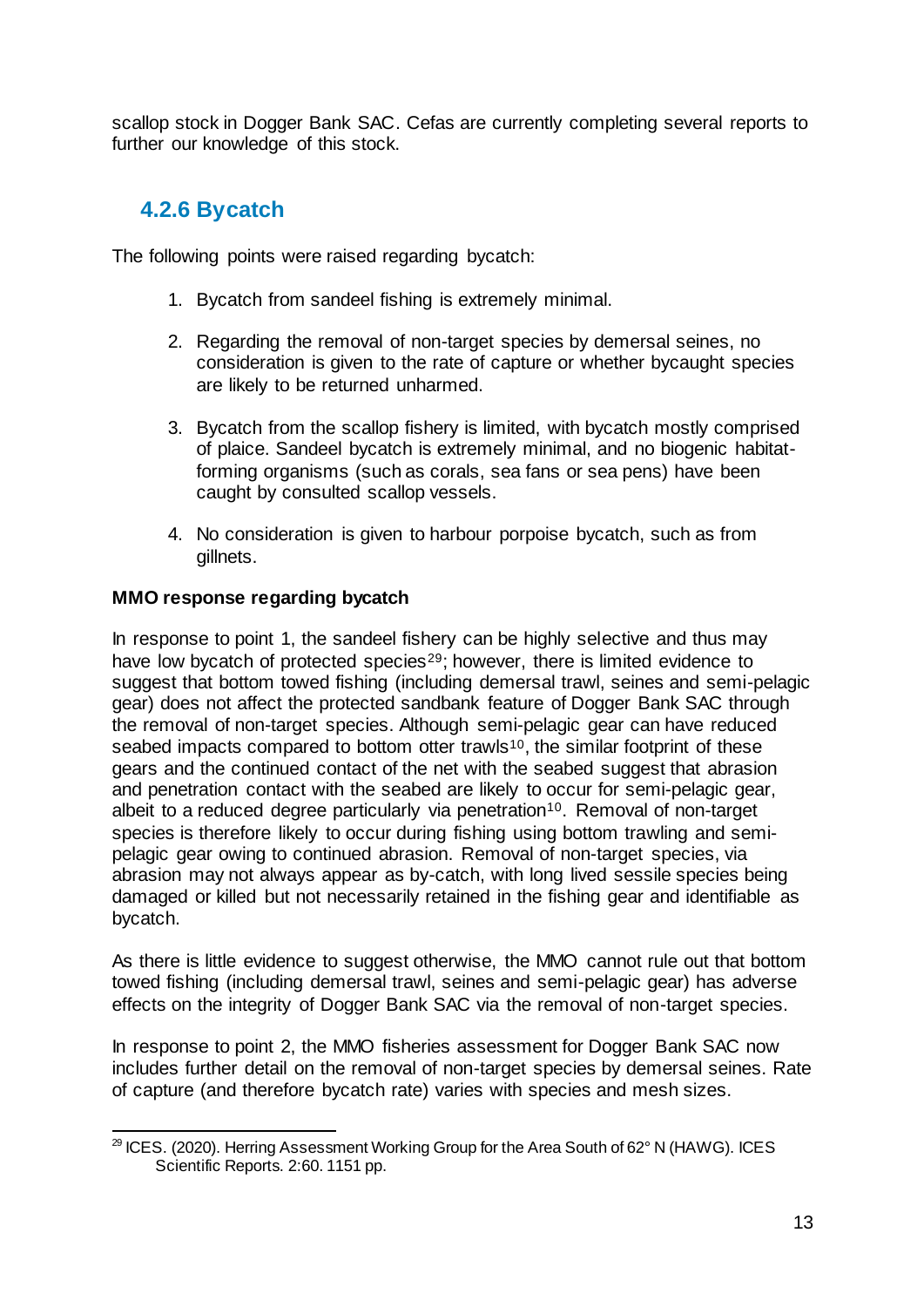scallop stock in Dogger Bank SAC. Cefas are currently completing several reports to further our knowledge of this stock.

### 4.2.6 Bycatch

The following points were raised regarding bycatch:

1. Bycatch from sandeel fishing is extremely minimal.

2. Regarding the removal of non-target species by demersal seines, no consideration is given to the rate of capture or whether bycaught species are likely to be returned unharmed.

3. Bycatch from the scallop fishery is limited, with bycatch mostly comprised of plaice. Sandeel bycatch is extremely minimal, and no biogenic habitat-forming organisms (such as corals, sea fans or sea pens) have been caught by consulted scallop vessels.

4. No consideration is given to harbour porpoise bycatch, such as from gillnets.

**MMO response regarding bycatch**

In response to point 1, the sandeel fishery can be highly selective and thus may have low bycatch of protected species[29]; however, there is limited evidence to suggest that bottom towed fishing (including demersal trawl, seines and semi-pelagic gear) does not affect the protected sandbank feature of Dogger Bank SAC through the removal of non-target species. Although semi-pelagic gear can have reduced seabed impacts compared to bottom otter trawls[10], the similar footprint of these gears and the continued contact of the net with the seabed suggest that abrasion and penetration contact with the seabed are likely to occur for semi-pelagic gear, albeit to a reduced degree particularly via penetration[10]. Removal of non-target species is therefore likely to occur during fishing using bottom trawling and semi-pelagic gear owing to continued abrasion. Removal of non-target species, via abrasion may not always appear as by-catch, with long lived sessile species being damaged or killed but not necessarily retained in the fishing gear and identifiable as bycatch.

As there is little evidence to suggest otherwise, the MMO cannot rule out that bottom towed fishing (including demersal trawl, seines and semi-pelagic gear) has adverse effects on the integrity of Dogger Bank SAC via the removal of non-target species.

In response to point 2, the MMO fisheries assessment for Dogger Bank SAC now includes further detail on the removal of non-target species by demersal seines. Rate of capture (and therefore bycatch rate) varies with species and mesh sizes.

[29] ICES. (2020). Herring Assessment Working Group for the Area South of 62° N (HAWG). ICES Scientific Reports. 2:60. 1151 pp.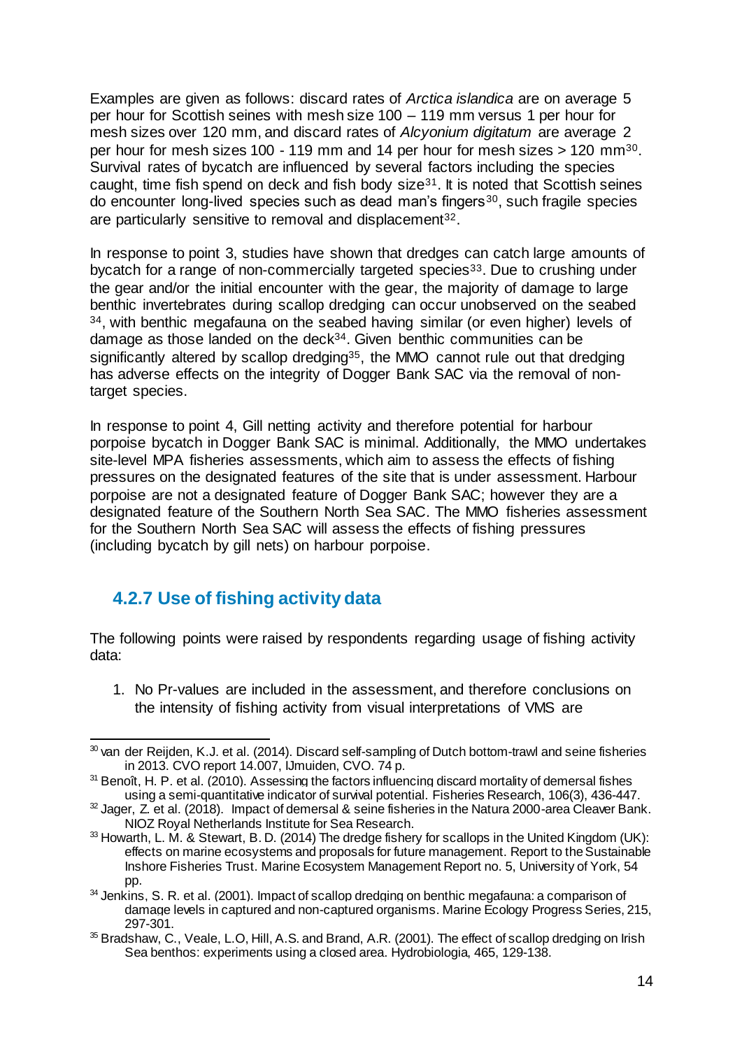Examples are given as follows: discard rates of *Arctica islandica* are on average 5 per hour for Scottish seines with mesh size 100 – 119 mm versus 1 per hour for mesh sizes over 120 mm, and discard rates of *Alcyonium digitatum* are average 2 per hour for mesh sizes 100 - 119 mm and 14 per hour for mesh sizes > 120 mm[30]. Survival rates of bycatch are influenced by several factors including the species caught, time fish spend on deck and fish body size[31]. It is noted that Scottish seines do encounter long-lived species such as dead man's fingers[30], such fragile species are particularly sensitive to removal and displacement[32].

In response to point 3, studies have shown that dredges can catch large amounts of bycatch for a range of non-commercially targeted species[33]. Due to crushing under the gear and/or the initial encounter with the gear, the majority of damage to large benthic invertebrates during scallop dredging can occur unobserved on the seabed [34], with benthic megafauna on the seabed having similar (or even higher) levels of damage as those landed on the deck[34]. Given benthic communities can be significantly altered by scallop dredging[35], the MMO cannot rule out that dredging has adverse effects on the integrity of Dogger Bank SAC via the removal of non-target species.

In response to point 4, Gill netting activity and therefore potential for harbour porpoise bycatch in Dogger Bank SAC is minimal. Additionally, the MMO undertakes site-level MPA fisheries assessments, which aim to assess the effects of fishing pressures on the designated features of the site that is under assessment. Harbour porpoise are not a designated feature of Dogger Bank SAC; however they are a designated feature of the Southern North Sea SAC. The MMO fisheries assessment for the Southern North Sea SAC will assess the effects of fishing pressures (including bycatch by gill nets) on harbour porpoise.

### 4.2.7 Use of fishing activity data

The following points were raised by respondents regarding usage of fishing activity data:

1. No Pr-values are included in the assessment, and therefore conclusions on the intensity of fishing activity from visual interpretations of VMS are

---

[30] van der Reijden, K.J. et al. (2014). Discard self-sampling of Dutch bottom-trawl and seine fisheries in 2013. CVO report 14.007, IJmuiden, CVO. 74 p.

[31] Benoît, H. P. et al. (2010). Assessing the factors influencing discard mortality of demersal fishes using a semi-quantitative indicator of survival potential. Fisheries Research, 106(3), 436-447.

[32] Jager, Z. et al. (2018). Impact of demersal & seine fisheries in the Natura 2000-area Cleaver Bank. NIOZ Royal Netherlands Institute for Sea Research.

[33] Howarth, L. M. & Stewart, B. D. (2014) The dredge fishery for scallops in the United Kingdom (UK): effects on marine ecosystems and proposals for future management. Report to the Sustainable Inshore Fisheries Trust. Marine Ecosystem Management Report no. 5, University of York, 54 pp.

[34] Jenkins, S. R. et al. (2001). Impact of scallop dredging on benthic megafauna: a comparison of damage levels in captured and non-captured organisms. Marine Ecology Progress Series, 215, 297-301.

[35] Bradshaw, C., Veale, L.O, Hill, A.S. and Brand, A.R. (2001). The effect of scallop dredging on Irish Sea benthos: experiments using a closed area. Hydrobiologia, 465, 129-138.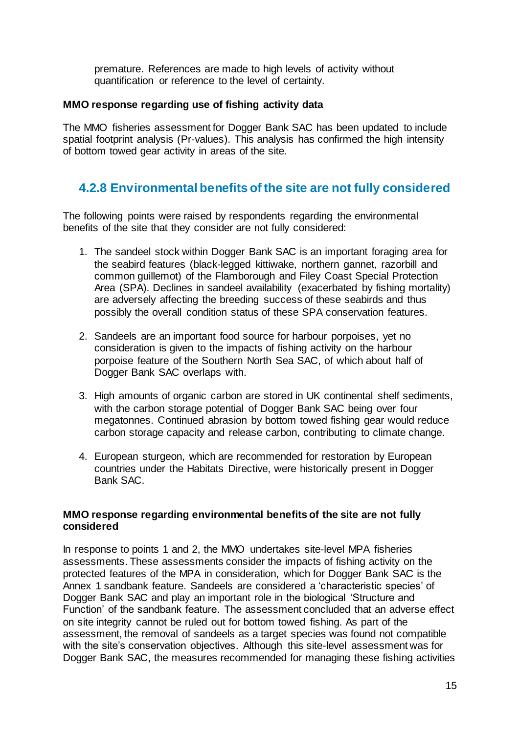premature. References are made to high levels of activity without quantification or reference to the level of certainty.

**MMO response regarding use of fishing activity data**

The MMO fisheries assessment for Dogger Bank SAC has been updated to include spatial footprint analysis (Pr-values). This analysis has confirmed the high intensity of bottom towed gear activity in areas of the site.

### 4.2.8 Environmental benefits of the site are not fully considered

The following points were raised by respondents regarding the environmental benefits of the site that they consider are not fully considered:

1. The sandeel stock within Dogger Bank SAC is an important foraging area for the seabird features (black-legged kittiwake, northern gannet, razorbill and common guillemot) of the Flamborough and Filey Coast Special Protection Area (SPA). Declines in sandeel availability (exacerbated by fishing mortality) are adversely affecting the breeding success of these seabirds and thus possibly the overall condition status of these SPA conservation features.

2. Sandeels are an important food source for harbour porpoises, yet no consideration is given to the impacts of fishing activity on the harbour porpoise feature of the Southern North Sea SAC, of which about half of Dogger Bank SAC overlaps with.

3. High amounts of organic carbon are stored in UK continental shelf sediments, with the carbon storage potential of Dogger Bank SAC being over four megatonnes. Continued abrasion by bottom towed fishing gear would reduce carbon storage capacity and release carbon, contributing to climate change.

4. European sturgeon, which are recommended for restoration by European countries under the Habitats Directive, were historically present in Dogger Bank SAC.

**MMO response regarding environmental benefits of the site are not fully considered**

In response to points 1 and 2, the MMO undertakes site-level MPA fisheries assessments. These assessments consider the impacts of fishing activity on the protected features of the MPA in consideration, which for Dogger Bank SAC is the Annex 1 sandbank feature. Sandeels are considered a 'characteristic species' of Dogger Bank SAC and play an important role in the biological 'Structure and Function' of the sandbank feature. The assessment concluded that an adverse effect on site integrity cannot be ruled out for bottom towed fishing. As part of the assessment, the removal of sandeels as a target species was found not compatible with the site's conservation objectives. Although this site-level assessment was for Dogger Bank SAC, the measures recommended for managing these fishing activities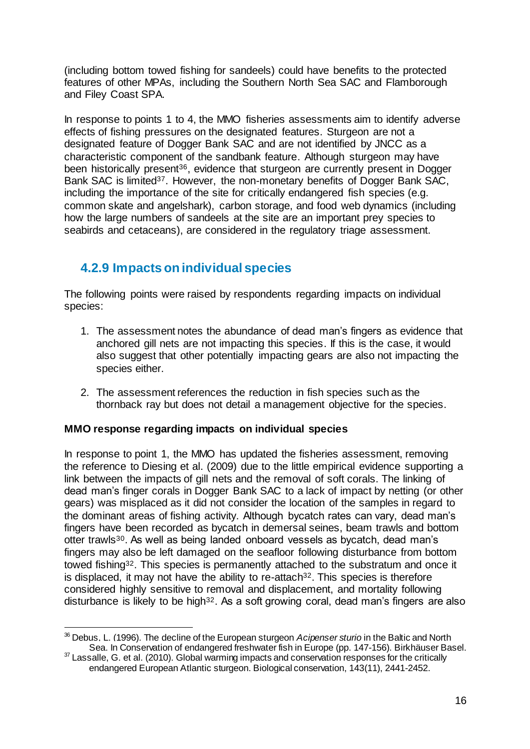(including bottom towed fishing for sandeels) could have benefits to the protected features of other MPAs, including the Southern North Sea SAC and Flamborough and Filey Coast SPA.

In response to points 1 to 4, the MMO fisheries assessments aim to identify adverse effects of fishing pressures on the designated features. Sturgeon are not a designated feature of Dogger Bank SAC and are not identified by JNCC as a characteristic component of the sandbank feature. Although sturgeon may have been historically present[36], evidence that sturgeon are currently present in Dogger Bank SAC is limited[37]. However, the non-monetary benefits of Dogger Bank SAC, including the importance of the site for critically endangered fish species (e.g. common skate and angelshark), carbon storage, and food web dynamics (including how the large numbers of sandeels at the site are an important prey species to seabirds and cetaceans), are considered in the regulatory triage assessment.

### 4.2.9 Impacts on individual species

The following points were raised by respondents regarding impacts on individual species:

1. The assessment notes the abundance of dead man's fingers as evidence that anchored gill nets are not impacting this species. If this is the case, it would also suggest that other potentially impacting gears are also not impacting the species either.
2. The assessment references the reduction in fish species such as the thornback ray but does not detail a management objective for the species.

**MMO response regarding impacts on individual species**

In response to point 1, the MMO has updated the fisheries assessment, removing the reference to Diesing et al. (2009) due to the little empirical evidence supporting a link between the impacts of gill nets and the removal of soft corals. The linking of dead man's finger corals in Dogger Bank SAC to a lack of impact by netting (or other gears) was misplaced as it did not consider the location of the samples in regard to the dominant areas of fishing activity. Although bycatch rates can vary, dead man's fingers have been recorded as bycatch in demersal seines, beam trawls and bottom otter trawls[30]. As well as being landed onboard vessels as bycatch, dead man's fingers may also be left damaged on the seafloor following disturbance from bottom towed fishing[32]. This species is permanently attached to the substratum and once it is displaced, it may not have the ability to re-attach[32]. This species is therefore considered highly sensitive to removal and displacement, and mortality following disturbance is likely to be high[32]. As a soft growing coral, dead man's fingers are also

---

[36] Debus, L. (1996). The decline of the European sturgeon *Acipenser sturio* in the Baltic and North Sea. In Conservation of endangered freshwater fish in Europe (pp. 147-156). Birkhäuser Basel.

[37] Lassalle, G. et al. (2010). Global warming impacts and conservation responses for the critically endangered European Atlantic sturgeon. Biological conservation, 143(11), 2441-2452.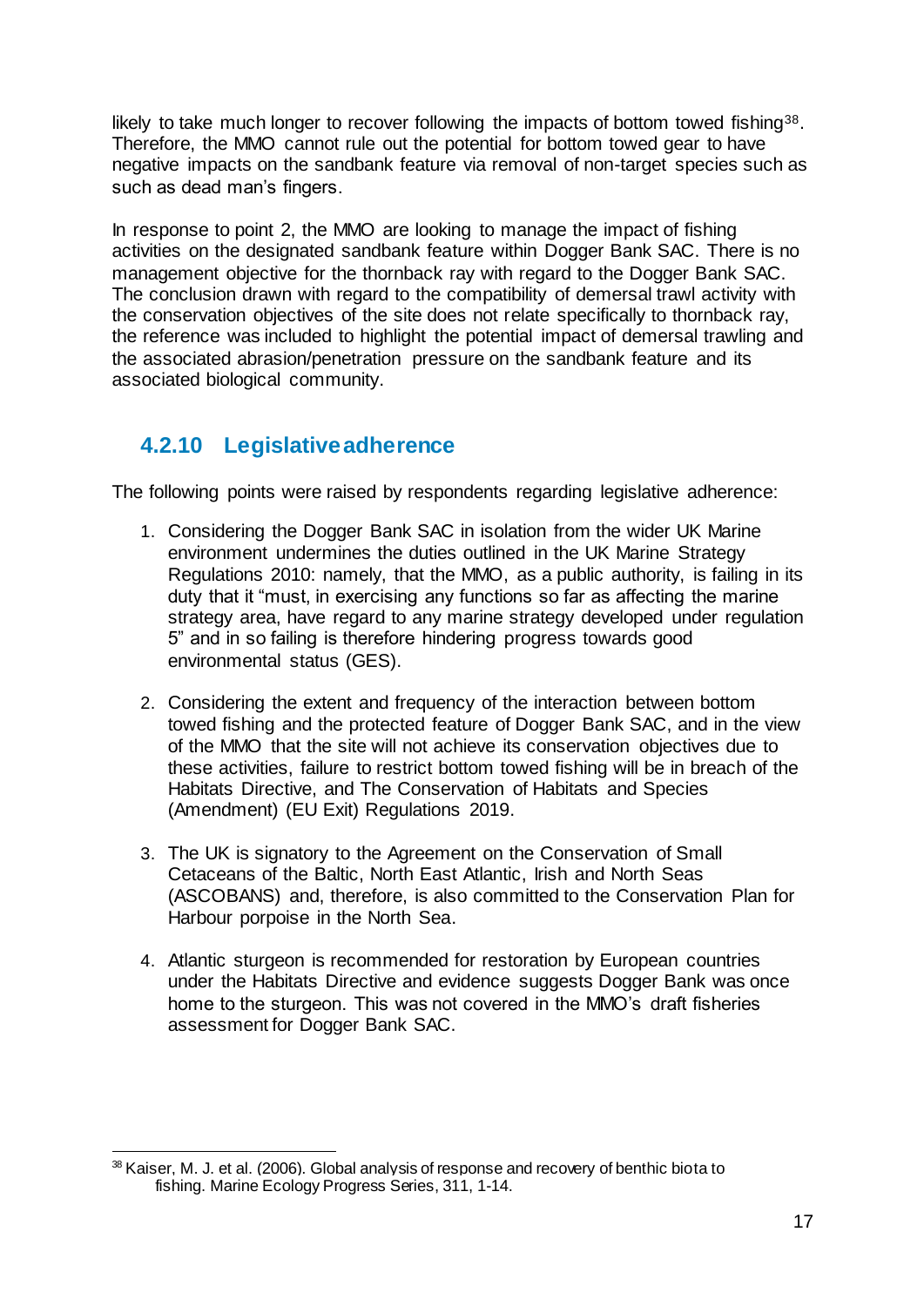likely to take much longer to recover following the impacts of bottom towed fishing[38]. Therefore, the MMO cannot rule out the potential for bottom towed gear to have negative impacts on the sandbank feature via removal of non-target species such as such as dead man's fingers.

In response to point 2, the MMO are looking to manage the impact of fishing activities on the designated sandbank feature within Dogger Bank SAC. There is no management objective for the thornback ray with regard to the Dogger Bank SAC. The conclusion drawn with regard to the compatibility of demersal trawl activity with the conservation objectives of the site does not relate specifically to thornback ray, the reference was included to highlight the potential impact of demersal trawling and the associated abrasion/penetration pressure on the sandbank feature and its associated biological community.

### 4.2.10 Legislative adherence

The following points were raised by respondents regarding legislative adherence:

1. Considering the Dogger Bank SAC in isolation from the wider UK Marine environment undermines the duties outlined in the UK Marine Strategy Regulations 2010: namely, that the MMO, as a public authority, is failing in its duty that it "must, in exercising any functions so far as affecting the marine strategy area, have regard to any marine strategy developed under regulation 5" and in so failing is therefore hindering progress towards good environmental status (GES).

2. Considering the extent and frequency of the interaction between bottom towed fishing and the protected feature of Dogger Bank SAC, and in the view of the MMO that the site will not achieve its conservation objectives due to these activities, failure to restrict bottom towed fishing will be in breach of the Habitats Directive, and The Conservation of Habitats and Species (Amendment) (EU Exit) Regulations 2019.

3. The UK is signatory to the Agreement on the Conservation of Small Cetaceans of the Baltic, North East Atlantic, Irish and North Seas (ASCOBANS) and, therefore, is also committed to the Conservation Plan for Harbour porpoise in the North Sea.

4. Atlantic sturgeon is recommended for restoration by European countries under the Habitats Directive and evidence suggests Dogger Bank was once home to the sturgeon. This was not covered in the MMO's draft fisheries assessment for Dogger Bank SAC.

---

[38] Kaiser, M. J. et al. (2006). Global analysis of response and recovery of benthic biota to fishing. Marine Ecology Progress Series, 311, 1-14.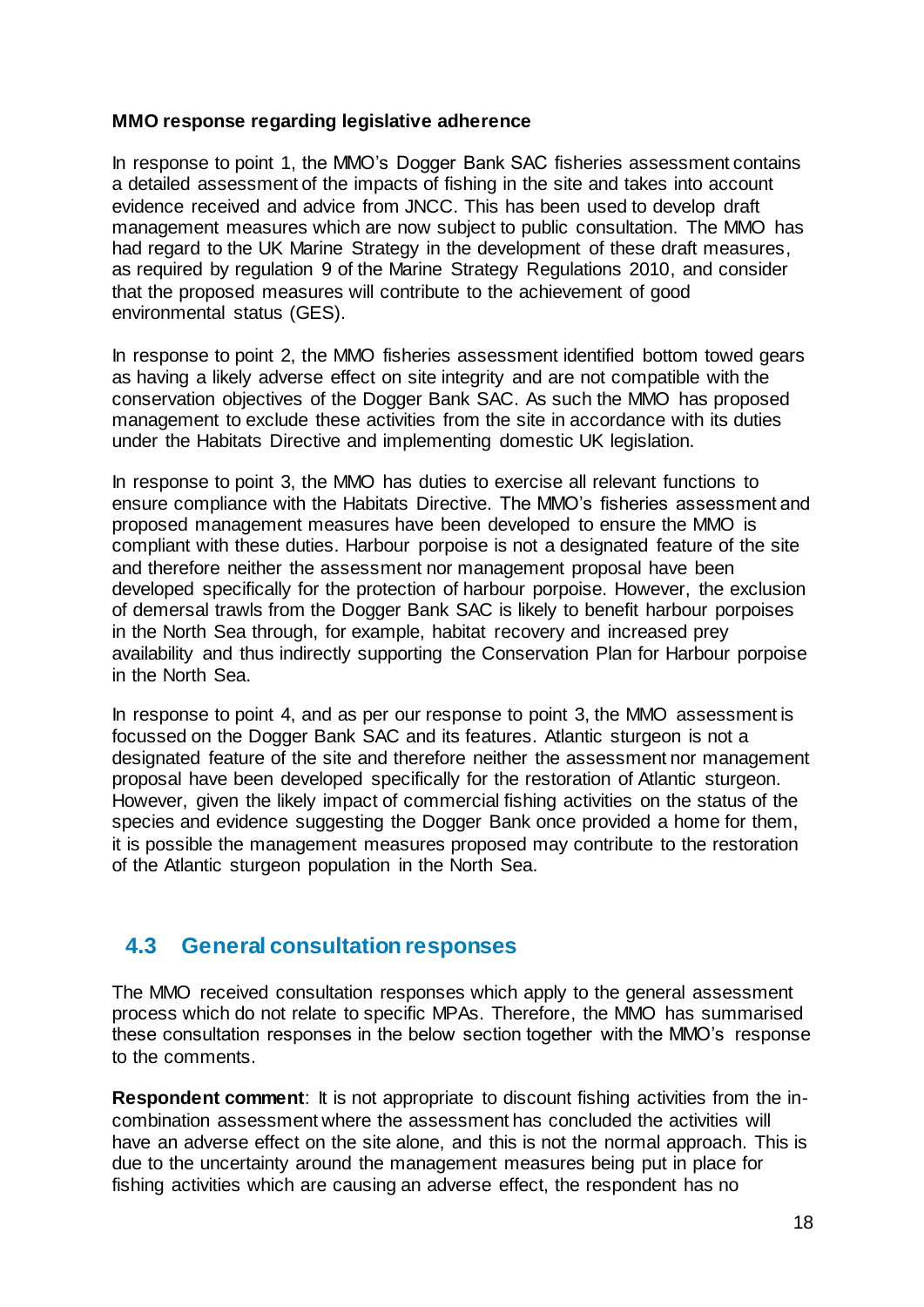**MMO response regarding legislative adherence**

In response to point 1, the MMO's Dogger Bank SAC fisheries assessment contains a detailed assessment of the impacts of fishing in the site and takes into account evidence received and advice from JNCC. This has been used to develop draft management measures which are now subject to public consultation. The MMO has had regard to the UK Marine Strategy in the development of these draft measures, as required by regulation 9 of the Marine Strategy Regulations 2010, and consider that the proposed measures will contribute to the achievement of good environmental status (GES).

In response to point 2, the MMO fisheries assessment identified bottom towed gears as having a likely adverse effect on site integrity and are not compatible with the conservation objectives of the Dogger Bank SAC. As such the MMO has proposed management to exclude these activities from the site in accordance with its duties under the Habitats Directive and implementing domestic UK legislation.

In response to point 3, the MMO has duties to exercise all relevant functions to ensure compliance with the Habitats Directive. The MMO's fisheries assessment and proposed management measures have been developed to ensure the MMO is compliant with these duties. Harbour porpoise is not a designated feature of the site and therefore neither the assessment nor management proposal have been developed specifically for the protection of harbour porpoise. However, the exclusion of demersal trawls from the Dogger Bank SAC is likely to benefit harbour porpoises in the North Sea through, for example, habitat recovery and increased prey availability and thus indirectly supporting the Conservation Plan for Harbour porpoise in the North Sea.

In response to point 4, and as per our response to point 3, the MMO assessment is focussed on the Dogger Bank SAC and its features. Atlantic sturgeon is not a designated feature of the site and therefore neither the assessment nor management proposal have been developed specifically for the restoration of Atlantic sturgeon. However, given the likely impact of commercial fishing activities on the status of the species and evidence suggesting the Dogger Bank once provided a home for them, it is possible the management measures proposed may contribute to the restoration of the Atlantic sturgeon population in the North Sea.

## 4.3 General consultation responses

The MMO received consultation responses which apply to the general assessment process which do not relate to specific MPAs. Therefore, the MMO has summarised these consultation responses in the below section together with the MMO's response to the comments.

**Respondent comment**: It is not appropriate to discount fishing activities from the in-combination assessment where the assessment has concluded the activities will have an adverse effect on the site alone, and this is not the normal approach. This is due to the uncertainty around the management measures being put in place for fishing activities which are causing an adverse effect, the respondent has no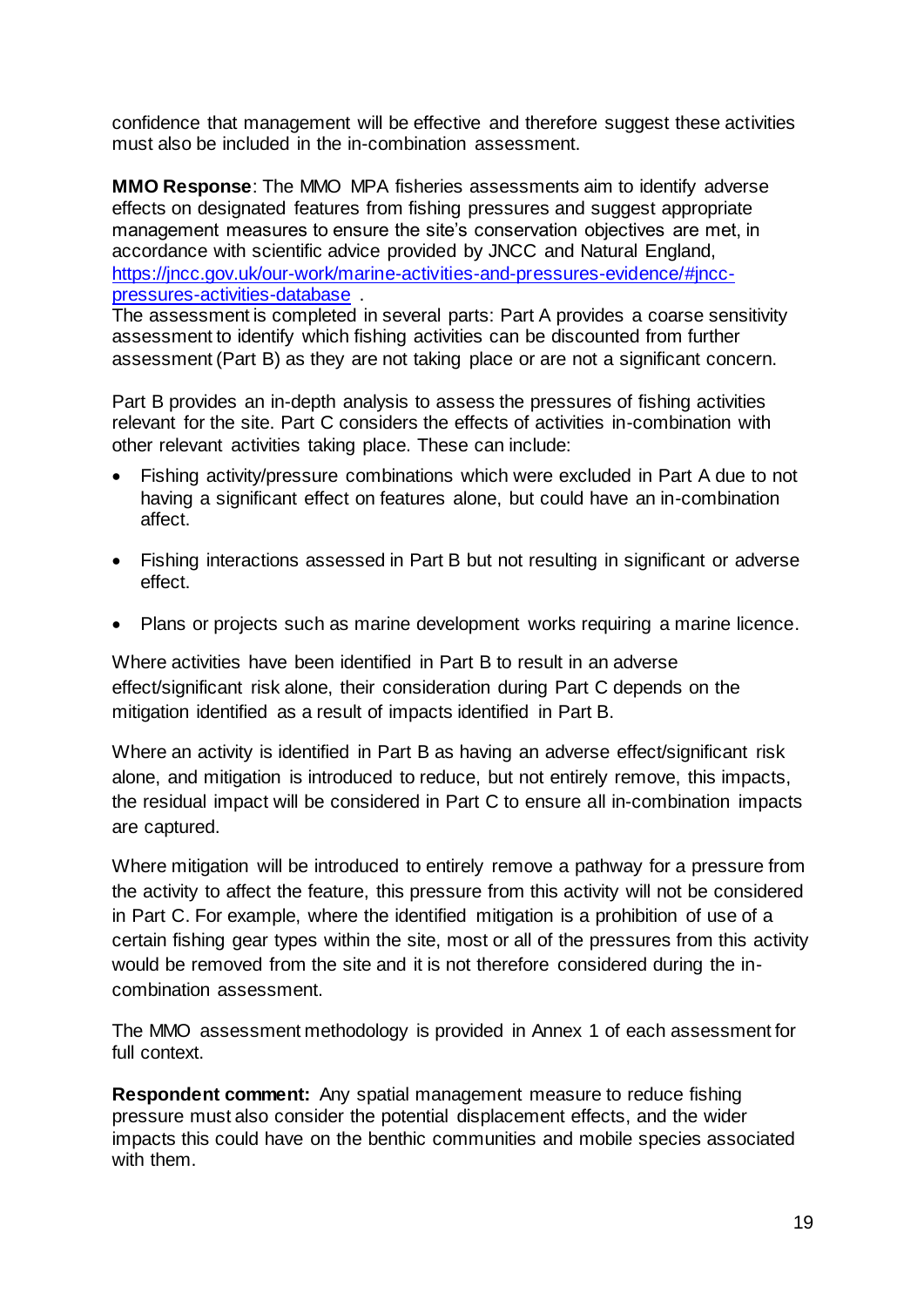confidence that management will be effective and therefore suggest these activities must also be included in the in-combination assessment.

**MMO Response**: The MMO MPA fisheries assessments aim to identify adverse effects on designated features from fishing pressures and suggest appropriate management measures to ensure the site's conservation objectives are met, in accordance with scientific advice provided by JNCC and Natural England, [https://jncc.gov.uk/our-work/marine-activities-and-pressures-evidence/#jncc-pressures-activities-database](https://jncc.gov.uk/our-work/marine-activities-and-pressures-evidence/#jncc-pressures-activities-database) .
The assessment is completed in several parts: Part A provides a coarse sensitivity assessment to identify which fishing activities can be discounted from further assessment (Part B) as they are not taking place or are not a significant concern.

Part B provides an in-depth analysis to assess the pressures of fishing activities relevant for the site. Part C considers the effects of activities in-combination with other relevant activities taking place. These can include:

- Fishing activity/pressure combinations which were excluded in Part A due to not having a significant effect on features alone, but could have an in-combination affect.
- Fishing interactions assessed in Part B but not resulting in significant or adverse effect.
- Plans or projects such as marine development works requiring a marine licence.

Where activities have been identified in Part B to result in an adverse effect/significant risk alone, their consideration during Part C depends on the mitigation identified as a result of impacts identified in Part B.

Where an activity is identified in Part B as having an adverse effect/significant risk alone, and mitigation is introduced to reduce, but not entirely remove, this impacts, the residual impact will be considered in Part C to ensure all in-combination impacts are captured.

Where mitigation will be introduced to entirely remove a pathway for a pressure from the activity to affect the feature, this pressure from this activity will not be considered in Part C. For example, where the identified mitigation is a prohibition of use of a certain fishing gear types within the site, most or all of the pressures from this activity would be removed from the site and it is not therefore considered during the in-combination assessment.

The MMO assessment methodology is provided in Annex 1 of each assessment for full context.

**Respondent comment:** Any spatial management measure to reduce fishing pressure must also consider the potential displacement effects, and the wider impacts this could have on the benthic communities and mobile species associated with them.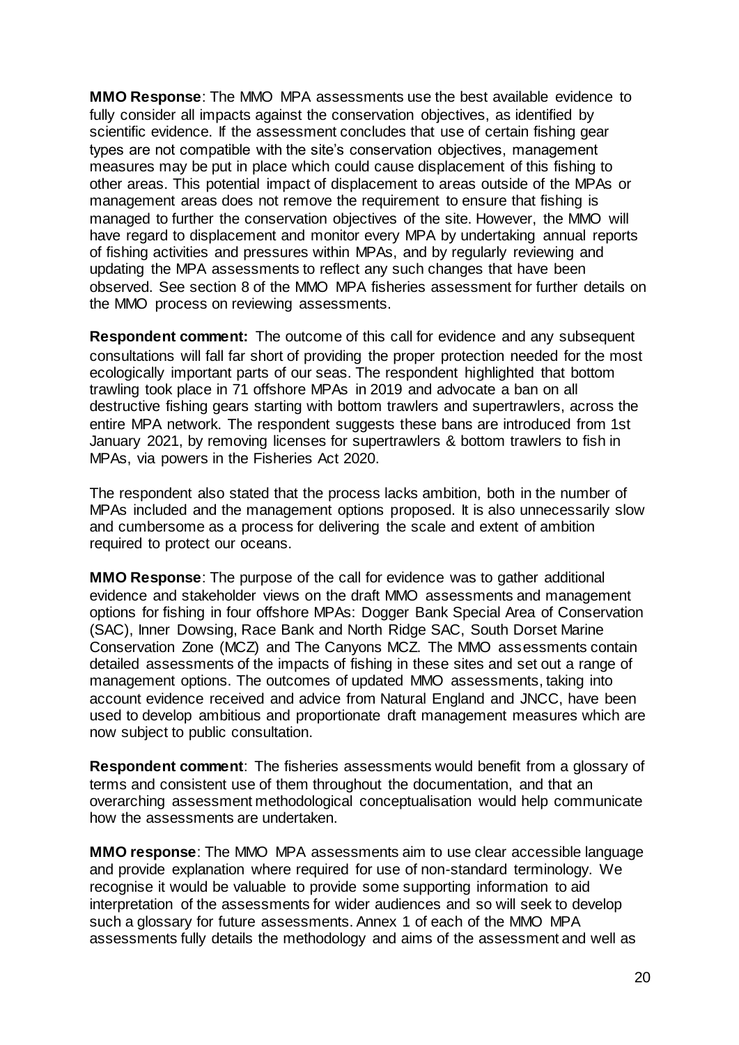**MMO Response**: The MMO MPA assessments use the best available evidence to fully consider all impacts against the conservation objectives, as identified by scientific evidence. If the assessment concludes that use of certain fishing gear types are not compatible with the site's conservation objectives, management measures may be put in place which could cause displacement of this fishing to other areas. This potential impact of displacement to areas outside of the MPAs or management areas does not remove the requirement to ensure that fishing is managed to further the conservation objectives of the site. However, the MMO will have regard to displacement and monitor every MPA by undertaking annual reports of fishing activities and pressures within MPAs, and by regularly reviewing and updating the MPA assessments to reflect any such changes that have been observed. See section 8 of the MMO MPA fisheries assessment for further details on the MMO process on reviewing assessments.

**Respondent comment:** The outcome of this call for evidence and any subsequent consultations will fall far short of providing the proper protection needed for the most ecologically important parts of our seas. The respondent highlighted that bottom trawling took place in 71 offshore MPAs in 2019 and advocate a ban on all destructive fishing gears starting with bottom trawlers and supertrawlers, across the entire MPA network. The respondent suggests these bans are introduced from 1st January 2021, by removing licenses for supertrawlers & bottom trawlers to fish in MPAs, via powers in the Fisheries Act 2020.

The respondent also stated that the process lacks ambition, both in the number of MPAs included and the management options proposed. It is also unnecessarily slow and cumbersome as a process for delivering the scale and extent of ambition required to protect our oceans.

**MMO Response**: The purpose of the call for evidence was to gather additional evidence and stakeholder views on the draft MMO assessments and management options for fishing in four offshore MPAs: Dogger Bank Special Area of Conservation (SAC), Inner Dowsing, Race Bank and North Ridge SAC, South Dorset Marine Conservation Zone (MCZ) and The Canyons MCZ. The MMO assessments contain detailed assessments of the impacts of fishing in these sites and set out a range of management options. The outcomes of updated MMO assessments, taking into account evidence received and advice from Natural England and JNCC, have been used to develop ambitious and proportionate draft management measures which are now subject to public consultation.

**Respondent comment**: The fisheries assessments would benefit from a glossary of terms and consistent use of them throughout the documentation, and that an overarching assessment methodological conceptualisation would help communicate how the assessments are undertaken.

**MMO response**: The MMO MPA assessments aim to use clear accessible language and provide explanation where required for use of non-standard terminology. We recognise it would be valuable to provide some supporting information to aid interpretation of the assessments for wider audiences and so will seek to develop such a glossary for future assessments. Annex 1 of each of the MMO MPA assessments fully details the methodology and aims of the assessment and well as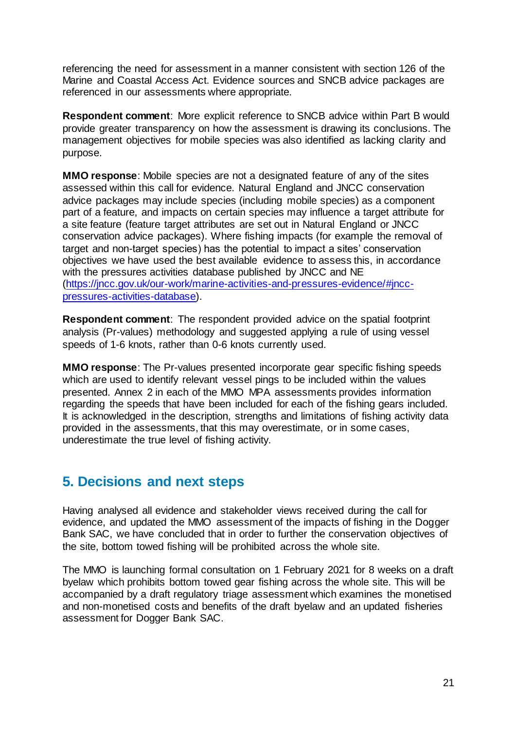referencing the need for assessment in a manner consistent with section 126 of the Marine and Coastal Access Act. Evidence sources and SNCB advice packages are referenced in our assessments where appropriate.

**Respondent comment**: More explicit reference to SNCB advice within Part B would provide greater transparency on how the assessment is drawing its conclusions. The management objectives for mobile species was also identified as lacking clarity and purpose.

**MMO response**: Mobile species are not a designated feature of any of the sites assessed within this call for evidence. Natural England and JNCC conservation advice packages may include species (including mobile species) as a component part of a feature, and impacts on certain species may influence a target attribute for a site feature (feature target attributes are set out in Natural England or JNCC conservation advice packages). Where fishing impacts (for example the removal of target and non-target species) has the potential to impact a sites' conservation objectives we have used the best available evidence to assess this, in accordance with the pressures activities database published by JNCC and NE ([https://jncc.gov.uk/our-work/marine-activities-and-pressures-evidence/#jncc-pressures-activities-database](https://jncc.gov.uk/our-work/marine-activities-and-pressures-evidence/#jncc-pressures-activities-database)).

**Respondent comment**: The respondent provided advice on the spatial footprint analysis (Pr-values) methodology and suggested applying a rule of using vessel speeds of 1-6 knots, rather than 0-6 knots currently used.

**MMO response**: The Pr-values presented incorporate gear specific fishing speeds which are used to identify relevant vessel pings to be included within the values presented. Annex 2 in each of the MMO MPA assessments provides information regarding the speeds that have been included for each of the fishing gears included. It is acknowledged in the description, strengths and limitations of fishing activity data provided in the assessments, that this may overestimate, or in some cases, underestimate the true level of fishing activity.

## 5. Decisions and next steps

Having analysed all evidence and stakeholder views received during the call for evidence, and updated the MMO assessment of the impacts of fishing in the Dogger Bank SAC, we have concluded that in order to further the conservation objectives of the site, bottom towed fishing will be prohibited across the whole site.

The MMO is launching formal consultation on 1 February 2021 for 8 weeks on a draft byelaw which prohibits bottom towed gear fishing across the whole site. This will be accompanied by a draft regulatory triage assessment which examines the monetised and non-monetised costs and benefits of the draft byelaw and an updated fisheries assessment for Dogger Bank SAC.